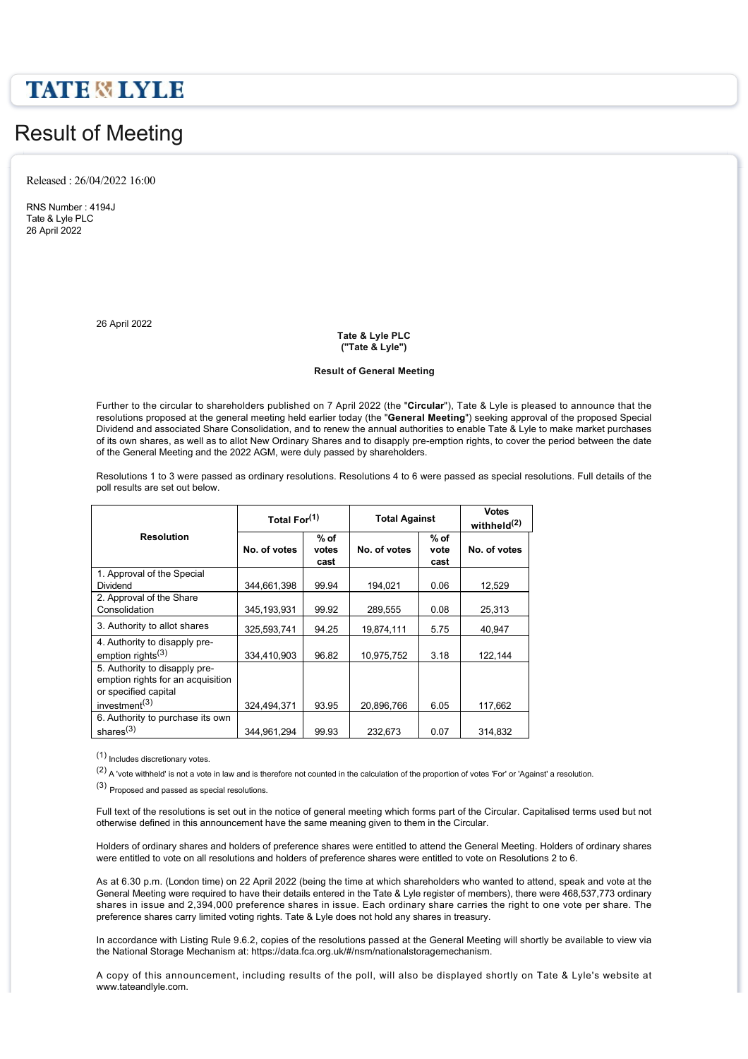TATE & LYLE

# Result of Meeting

Released : 26/04/2022 16:00

RNS Number : 4194J
Tate & Lyle PLC
26 April 2022

26 April 2022

**Tate & Lyle PLC**
**("Tate & Lyle")**

**Result of General Meeting**

Further to the circular to shareholders published on 7 April 2022 (the "**Circular**"), Tate & Lyle is pleased to announce that the resolutions proposed at the general meeting held earlier today (the "**General Meeting**") seeking approval of the proposed Special Dividend and associated Share Consolidation, and to renew the annual authorities to enable Tate & Lyle to make market purchases of its own shares, as well as to allot New Ordinary Shares and to disapply pre-emption rights, to cover the period between the date of the General Meeting and the 2022 AGM, were duly passed by shareholders.

Resolutions 1 to 3 were passed as ordinary resolutions. Resolutions 4 to 6 were passed as special resolutions. Full details of the poll results are set out below.

| Resolution | Total For[1] | | Total Against | | Votes withheld[2] |
|---|---|---|---|---|---|
| | No. of votes | % of votes cast | No. of votes | % of vote cast | No. of votes |
| 1. Approval of the Special Dividend | 344,661,398 | 99.94 | 194,021 | 0.06 | 12,529 |
| 2. Approval of the Share Consolidation | 345,193,931 | 99.92 | 289,555 | 0.08 | 25,313 |
| 3. Authority to allot shares | 325,593,741 | 94.25 | 19,874,111 | 5.75 | 40,947 |
| 4. Authority to disapply pre-emption rights[3] | 334,410,903 | 96.82 | 10,975,752 | 3.18 | 122,144 |
| 5. Authority to disapply pre-emption rights for an acquisition or specified capital investment[3] | 324,494,371 | 93.95 | 20,896,766 | 6.05 | 117,662 |
| 6. Authority to purchase its own shares[3] | 344,961,294 | 99.93 | 232,673 | 0.07 | 314,832 |

[1] Includes discretionary votes.

[2] A 'vote withheld' is not a vote in law and is therefore not counted in the calculation of the proportion of votes 'For' or 'Against' a resolution.

[3] Proposed and passed as special resolutions.

Full text of the resolutions is set out in the notice of general meeting which forms part of the Circular. Capitalised terms used but not otherwise defined in this announcement have the same meaning given to them in the Circular.

Holders of ordinary shares and holders of preference shares were entitled to attend the General Meeting. Holders of ordinary shares were entitled to vote on all resolutions and holders of preference shares were entitled to vote on Resolutions 2 to 6.

As at 6.30 p.m. (London time) on 22 April 2022 (being the time at which shareholders who wanted to attend, speak and vote at the General Meeting were required to have their details entered in the Tate & Lyle register of members), there were 468,537,773 ordinary shares in issue and 2,394,000 preference shares in issue. Each ordinary share carries the right to one vote per share. The preference shares carry limited voting rights. Tate & Lyle does not hold any shares in treasury.

In accordance with Listing Rule 9.6.2, copies of the resolutions passed at the General Meeting will shortly be available to view via the National Storage Mechanism at: https://data.fca.org.uk/#/nsm/nationalstoragemechanism.

A copy of this announcement, including results of the poll, will also be displayed shortly on Tate & Lyle's website at www.tateandlyle.com.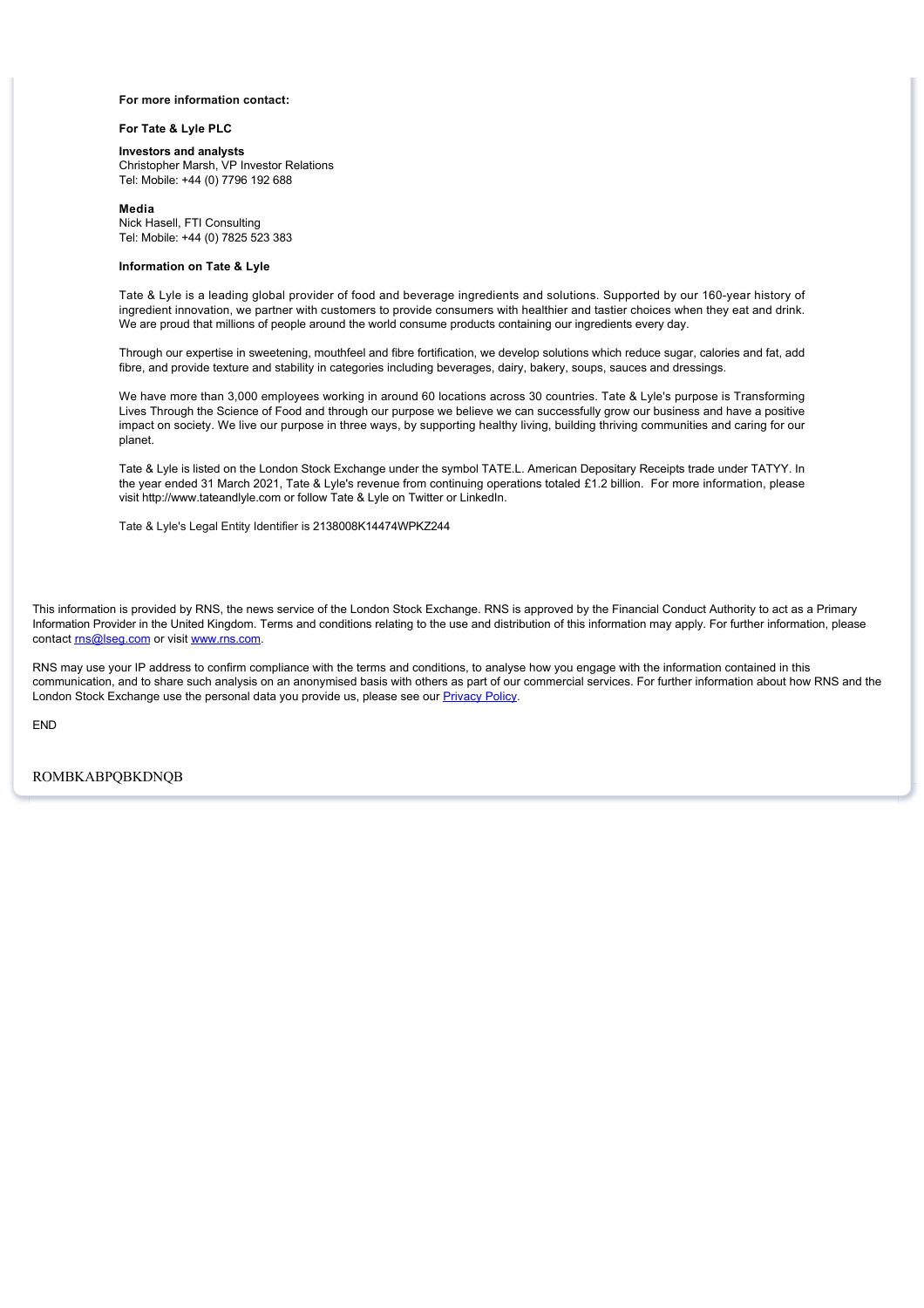**For more information contact:**

**For Tate & Lyle PLC**

**Investors and analysts**
Christopher Marsh, VP Investor Relations
Tel: Mobile: +44 (0) 7796 192 688

**Media**
Nick Hasell, FTI Consulting
Tel: Mobile: +44 (0) 7825 523 383

**Information on Tate & Lyle**

Tate & Lyle is a leading global provider of food and beverage ingredients and solutions. Supported by our 160-year history of ingredient innovation, we partner with customers to provide consumers with healthier and tastier choices when they eat and drink. We are proud that millions of people around the world consume products containing our ingredients every day.

Through our expertise in sweetening, mouthfeel and fibre fortification, we develop solutions which reduce sugar, calories and fat, add fibre, and provide texture and stability in categories including beverages, dairy, bakery, soups, sauces and dressings.

We have more than 3,000 employees working in around 60 locations across 30 countries. Tate & Lyle's purpose is Transforming Lives Through the Science of Food and through our purpose we believe we can successfully grow our business and have a positive impact on society. We live our purpose in three ways, by supporting healthy living, building thriving communities and caring for our planet.

Tate & Lyle is listed on the London Stock Exchange under the symbol TATE.L. American Depositary Receipts trade under TATYY. In the year ended 31 March 2021, Tate & Lyle's revenue from continuing operations totaled £1.2 billion. For more information, please visit http://www.tateandlyle.com or follow Tate & Lyle on Twitter or LinkedIn.

Tate & Lyle's Legal Entity Identifier is 2138008K14474WPKZ244

This information is provided by RNS, the news service of the London Stock Exchange. RNS is approved by the Financial Conduct Authority to act as a Primary Information Provider in the United Kingdom. Terms and conditions relating to the use and distribution of this information may apply. For further information, please contact rns@lseg.com or visit www.rns.com.

RNS may use your IP address to confirm compliance with the terms and conditions, to analyse how you engage with the information contained in this communication, and to share such analysis on an anonymised basis with others as part of our commercial services. For further information about how RNS and the London Stock Exchange use the personal data you provide us, please see our Privacy Policy.

END

ROMBKABPQBKDNQB